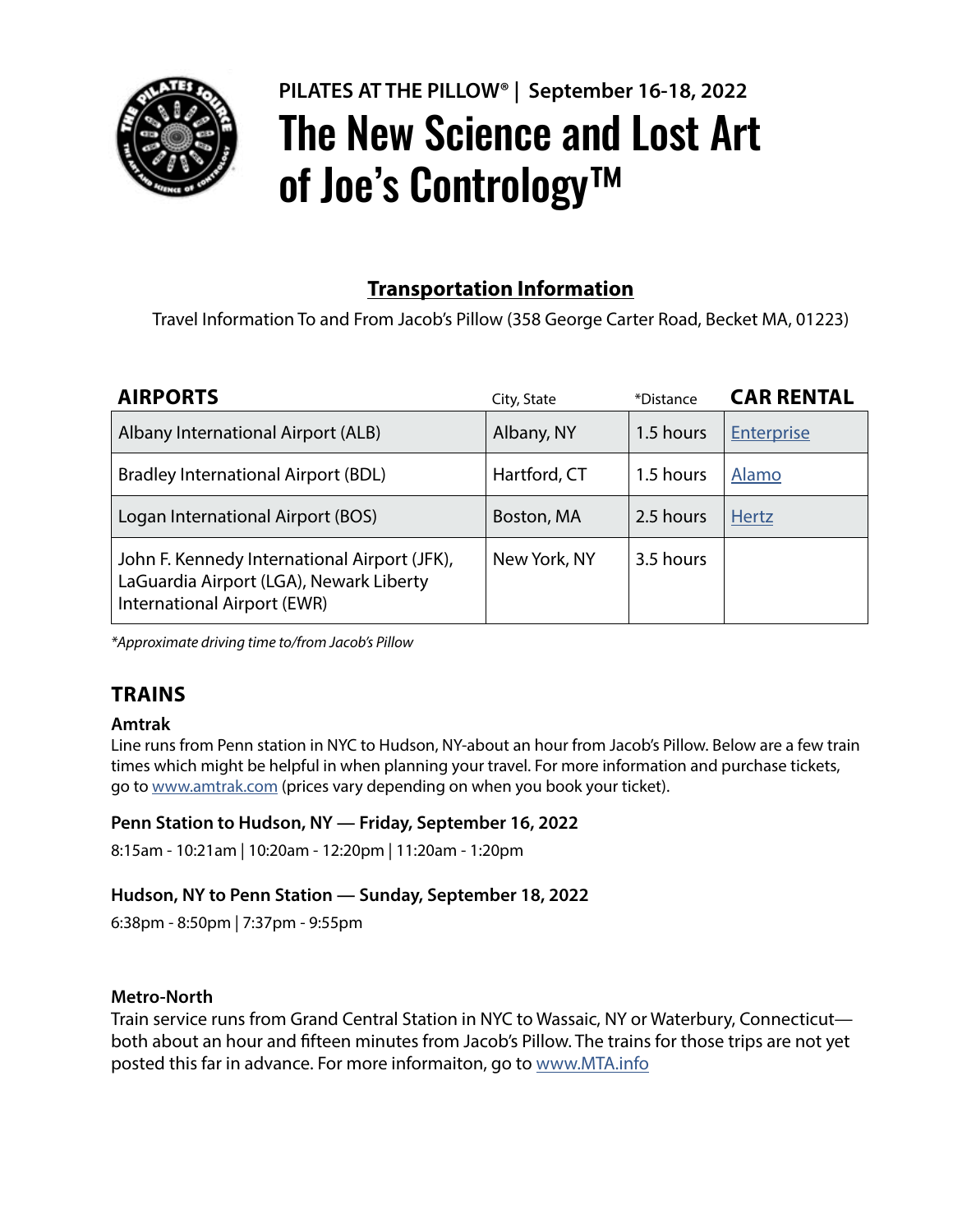PILATES AT THE PILLOW® | September 16-18, 2022

# The New Science and Lost Art of Joe's Contrology™

## Transportation Information

Travel Information To and From Jacob's Pillow (358 George Carter Road, Becket MA, 01223)

| AIRPORTS | City, State | *Distance | CAR RENTAL |
|---|---|---|---|
| Albany International Airport (ALB) | Albany, NY | 1.5 hours | Enterprise |
| Bradley International Airport (BDL) | Hartford, CT | 1.5 hours | Alamo |
| Logan International Airport (BOS) | Boston, MA | 2.5 hours | Hertz |
| John F. Kennedy International Airport (JFK), LaGuardia Airport (LGA), Newark Liberty International Airport (EWR) | New York, NY | 3.5 hours | |

*\*Approximate driving time to/from Jacob's Pillow*

## TRAINS

### Amtrak

Line runs from Penn station in NYC to Hudson, NY-about an hour from Jacob's Pillow. Below are a few train times which might be helpful in when planning your travel. For more information and purchase tickets, go to www.amtrak.com (prices vary depending on when you book your ticket).

**Penn Station to Hudson, NY — Friday, September 16, 2022**

8:15am - 10:21am | 10:20am - 12:20pm | 11:20am - 1:20pm

**Hudson, NY to Penn Station — Sunday, September 18, 2022**

6:38pm - 8:50pm | 7:37pm - 9:55pm

### Metro-North

Train service runs from Grand Central Station in NYC to Wassaic, NY or Waterbury, Connecticut—both about an hour and fifteen minutes from Jacob's Pillow. The trains for those trips are not yet posted this far in advance. For more informaiton, go to www.MTA.info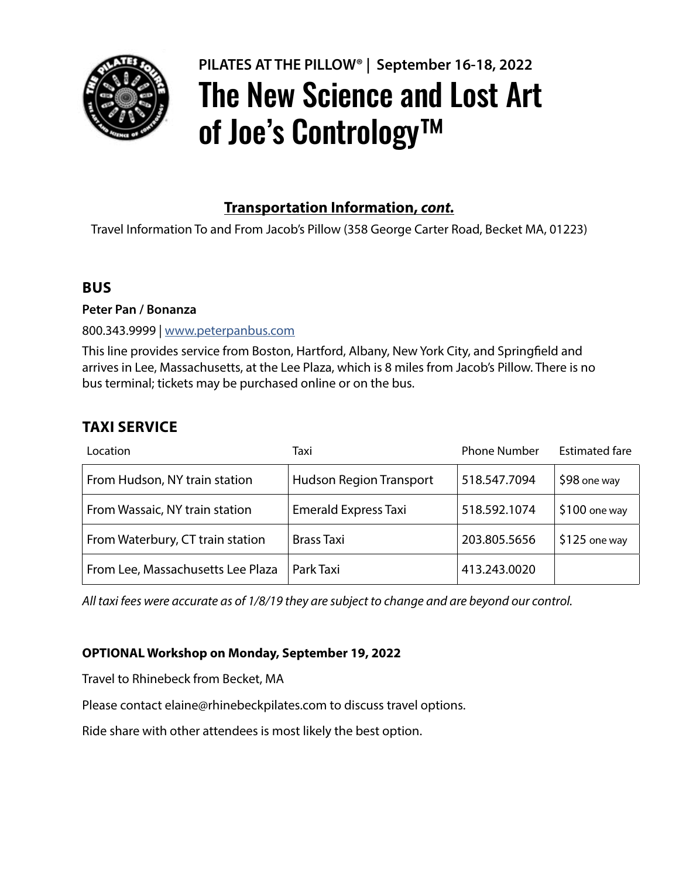PILATES AT THE PILLOW® | September 16-18, 2022

# The New Science and Lost Art of Joe's Contrology™

## Transportation Information, *cont.*

Travel Information To and From Jacob's Pillow (358 George Carter Road, Becket MA, 01223)

## BUS

**Peter Pan / Bonanza**

800.343.9999 | www.peterpanbus.com

This line provides service from Boston, Hartford, Albany, New York City, and Springfield and arrives in Lee, Massachusetts, at the Lee Plaza, which is 8 miles from Jacob's Pillow. There is no bus terminal; tickets may be purchased online or on the bus.

## TAXI SERVICE

| Location | Taxi | Phone Number | Estimated fare |
|---|---|---|---|
| From Hudson, NY train station | Hudson Region Transport | 518.547.7094 | $98 one way |
| From Wassaic, NY train station | Emerald Express Taxi | 518.592.1074 | $100 one way |
| From Waterbury, CT train station | Brass Taxi | 203.805.5656 | $125 one way |
| From Lee, Massachusetts Lee Plaza | Park Taxi | 413.243.0020 | |

*All taxi fees were accurate as of 1/8/19 they are subject to change and are beyond our control.*

**OPTIONAL Workshop on Monday, September 19, 2022**

Travel to Rhinebeck from Becket, MA

Please contact elaine@rhinebeckpilates.com to discuss travel options.

Ride share with other attendees is most likely the best option.